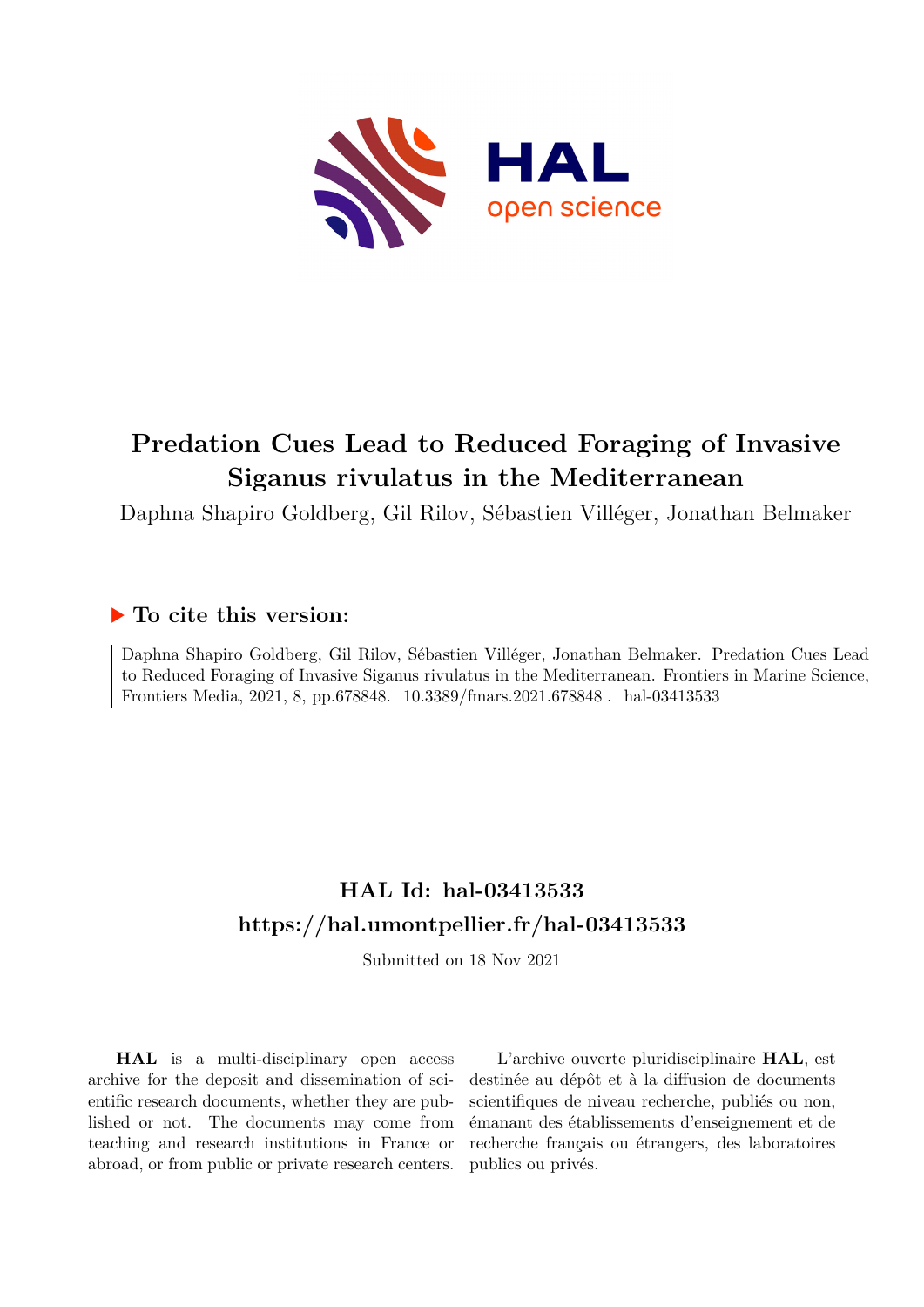# Predation Cues Lead to Reduced Foraging of Invasive Siganus rivulatus in the Mediterranean

Daphna Shapiro Goldberg, Gil Rilov, Sébastien Villéger, Jonathan Belmaker

## ▶ To cite this version:

Daphna Shapiro Goldberg, Gil Rilov, Sébastien Villéger, Jonathan Belmaker. Predation Cues Lead to Reduced Foraging of Invasive Siganus rivulatus in the Mediterranean. Frontiers in Marine Science, Frontiers Media, 2021, 8, pp.678848. 10.3389/fmars.2021.678848 . hal-03413533

## HAL Id: hal-03413533
## https://hal.umontpellier.fr/hal-03413533

Submitted on 18 Nov 2021

**HAL** is a multi-disciplinary open access archive for the deposit and dissemination of scientific research documents, whether they are published or not. The documents may come from teaching and research institutions in France or abroad, or from public or private research centers.

L'archive ouverte pluridisciplinaire **HAL**, est destinée au dépôt et à la diffusion de documents scientifiques de niveau recherche, publiés ou non, émanant des établissements d'enseignement et de recherche français ou étrangers, des laboratoires publics ou privés.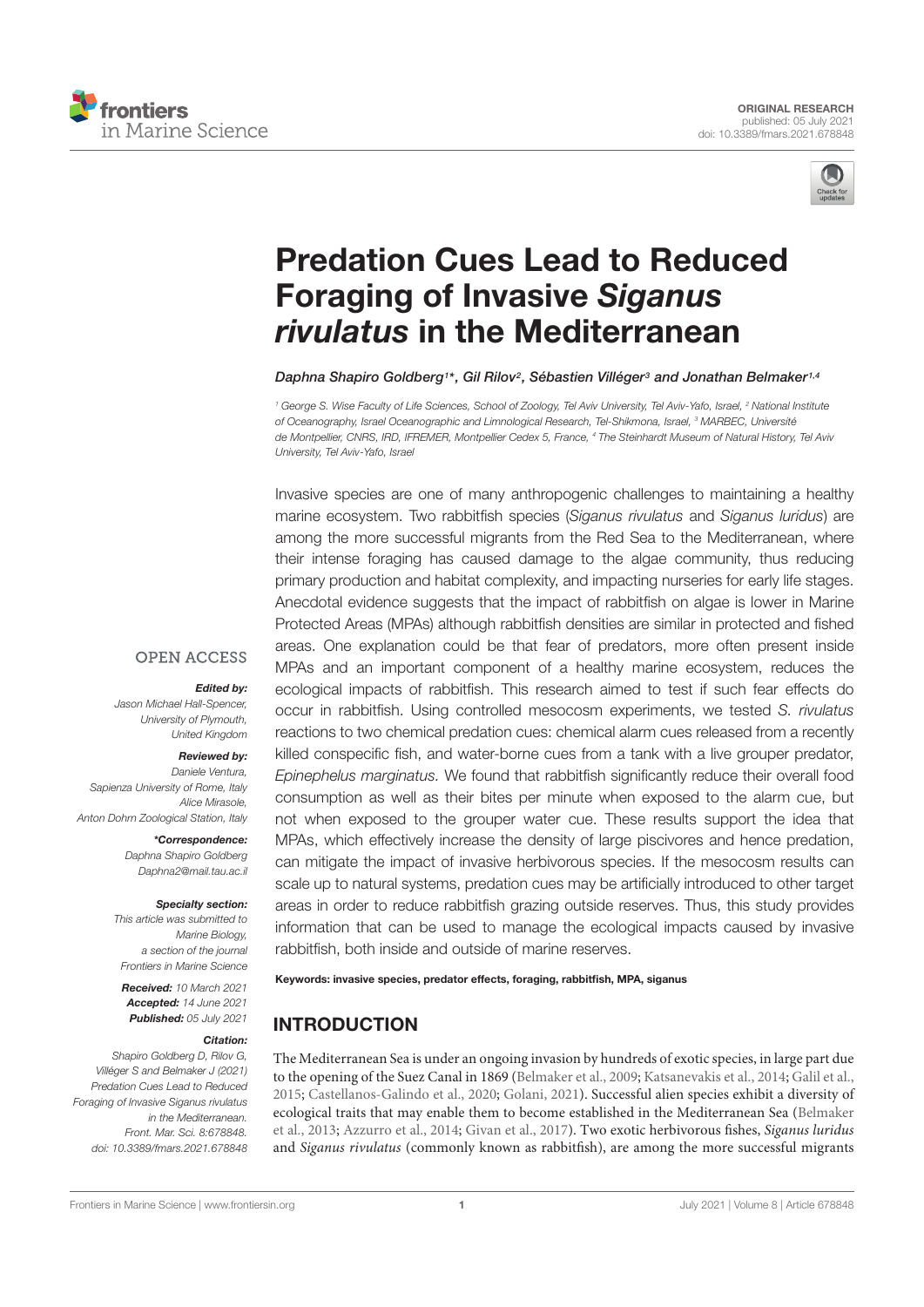# Predation Cues Lead to Reduced Foraging of Invasive *Siganus rivulatus* in the Mediterranean

Daphna Shapiro Goldberg[1]*, Gil Rilov[2], Sébastien Villéger[3] and Jonathan Belmaker[1,4]

[1] George S. Wise Faculty of Life Sciences, School of Zoology, Tel Aviv University, Tel Aviv-Yafo, Israel, [2] National Institute of Oceanography, Israel Oceanographic and Limnological Research, Tel-Shikmona, Israel, [3] MARBEC, Université de Montpellier, CNRS, IRD, IFREMER, Montpellier Cedex 5, France, [4] The Steinhardt Museum of Natural History, Tel Aviv University, Tel Aviv-Yafo, Israel

OPEN ACCESS

**Edited by:**
Jason Michael Hall-Spencer, University of Plymouth, United Kingdom

**Reviewed by:**
Daniele Ventura, Sapienza University of Rome, Italy
Alice Mirasole, Anton Dohrn Zoological Station, Italy

***Correspondence:**
Daphna Shapiro Goldberg
Daphna2@mail.tau.ac.il

**Specialty section:**
This article was submitted to Marine Biology, a section of the journal Frontiers in Marine Science

**Received:** 10 March 2021
**Accepted:** 14 June 2021
**Published:** 05 July 2021

**Citation:**
Shapiro Goldberg D, Rilov G, Villéger S and Belmaker J (2021) Predation Cues Lead to Reduced Foraging of Invasive Siganus rivulatus in the Mediterranean. Front. Mar. Sci. 8:678848. doi: 10.3389/fmars.2021.678848

Invasive species are one of many anthropogenic challenges to maintaining a healthy marine ecosystem. Two rabbitfish species (*Siganus rivulatus* and *Siganus luridus*) are among the more successful migrants from the Red Sea to the Mediterranean, where their intense foraging has caused damage to the algae community, thus reducing primary production and habitat complexity, and impacting nurseries for early life stages. Anecdotal evidence suggests that the impact of rabbitfish on algae is lower in Marine Protected Areas (MPAs) although rabbitfish densities are similar in protected and fished areas. One explanation could be that fear of predators, more often present inside MPAs and an important component of a healthy marine ecosystem, reduces the ecological impacts of rabbitfish. This research aimed to test if such fear effects do occur in rabbitfish. Using controlled mesocosm experiments, we tested *S. rivulatus* reactions to two chemical predation cues: chemical alarm cues released from a recently killed conspecific fish, and water-borne cues from a tank with a live grouper predator, *Epinephelus marginatus.* We found that rabbitfish significantly reduce their overall food consumption as well as their bites per minute when exposed to the alarm cue, but not when exposed to the grouper water cue. These results support the idea that MPAs, which effectively increase the density of large piscivores and hence predation, can mitigate the impact of invasive herbivorous species. If the mesocosm results can scale up to natural systems, predation cues may be artificially introduced to other target areas in order to reduce rabbitfish grazing outside reserves. Thus, this study provides information that can be used to manage the ecological impacts caused by invasive rabbitfish, both inside and outside of marine reserves.

**Keywords: invasive species, predator effects, foraging, rabbitfish, MPA, siganus**

## INTRODUCTION

The Mediterranean Sea is under an ongoing invasion by hundreds of exotic species, in large part due to the opening of the Suez Canal in 1869 (Belmaker et al., 2009; Katsanevakis et al., 2014; Galil et al., 2015; Castellanos-Galindo et al., 2020; Golani, 2021). Successful alien species exhibit a diversity of ecological traits that may enable them to become established in the Mediterranean Sea (Belmaker et al., 2013; Azzurro et al., 2014; Givan et al., 2017). Two exotic herbivorous fishes, *Siganus luridus* and *Siganus rivulatus* (commonly known as rabbitfish), are among the more successful migrants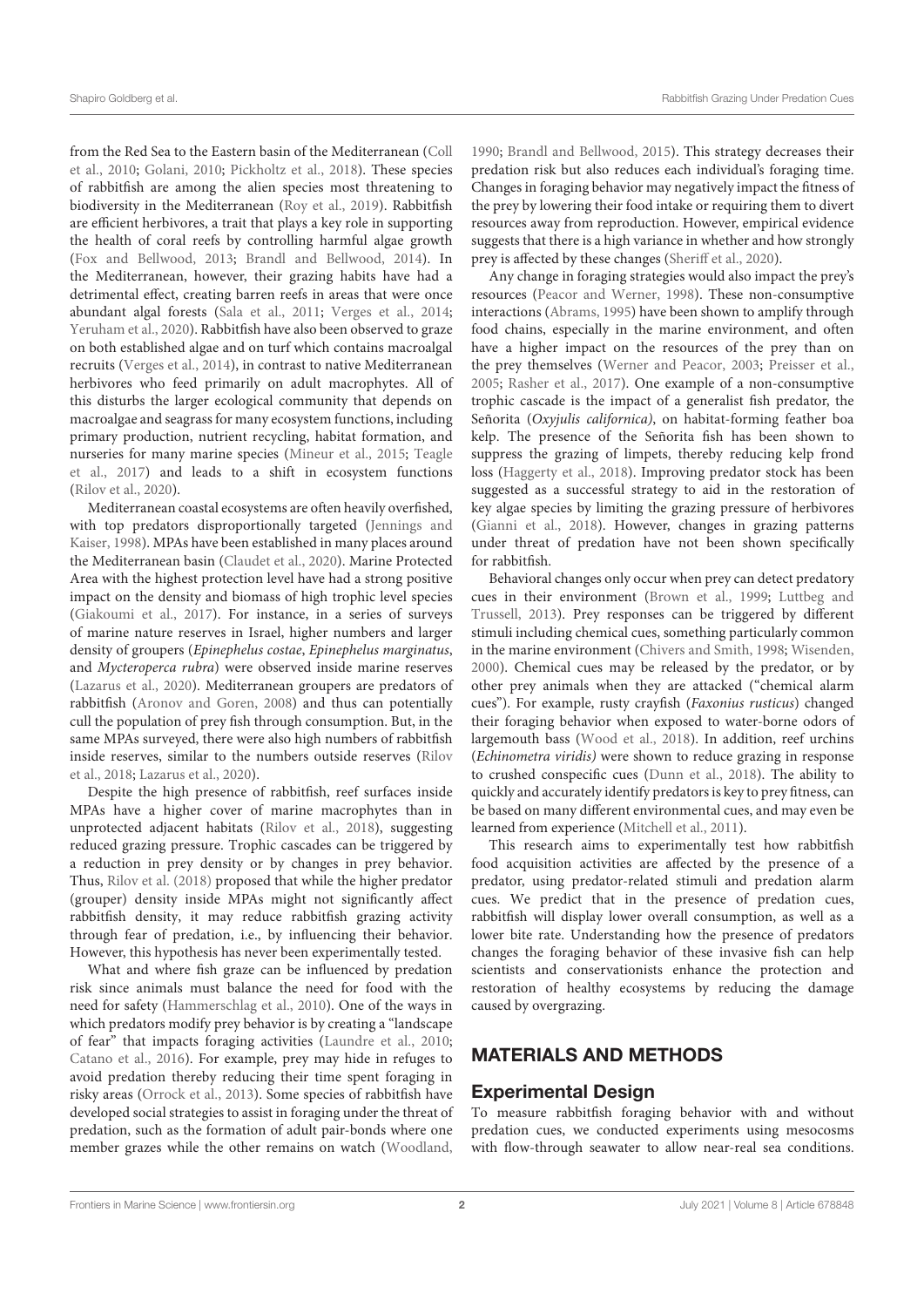from the Red Sea to the Eastern basin of the Mediterranean (Coll et al., 2010; Golani, 2010; Pickholtz et al., 2018). These species of rabbitfish are among the alien species most threatening to biodiversity in the Mediterranean (Roy et al., 2019). Rabbitfish are efficient herbivores, a trait that plays a key role in supporting the health of coral reefs by controlling harmful algae growth (Fox and Bellwood, 2013; Brandl and Bellwood, 2014). In the Mediterranean, however, their grazing habits have had a detrimental effect, creating barren reefs in areas that were once abundant algal forests (Sala et al., 2011; Verges et al., 2014; Yeruham et al., 2020). Rabbitfish have also been observed to graze on both established algae and on turf which contains macroalgal recruits (Verges et al., 2014), in contrast to native Mediterranean herbivores who feed primarily on adult macrophytes. All of this disturbs the larger ecological community that depends on macroalgae and seagrass for many ecosystem functions, including primary production, nutrient recycling, habitat formation, and nurseries for many marine species (Mineur et al., 2015; Teagle et al., 2017) and leads to a shift in ecosystem functions (Rilov et al., 2020).

Mediterranean coastal ecosystems are often heavily overfished, with top predators disproportionally targeted (Jennings and Kaiser, 1998). MPAs have been established in many places around the Mediterranean basin (Claudet et al., 2020). Marine Protected Area with the highest protection level have had a strong positive impact on the density and biomass of high trophic level species (Giakoumi et al., 2017). For instance, in a series of surveys of marine nature reserves in Israel, higher numbers and larger density of groupers (*Epinephelus costae*, *Epinephelus marginatus*, and *Mycteroperca rubra*) were observed inside marine reserves (Lazarus et al., 2020). Mediterranean groupers are predators of rabbitfish (Aronov and Goren, 2008) and thus can potentially cull the population of prey fish through consumption. But, in the same MPAs surveyed, there were also high numbers of rabbitfish inside reserves, similar to the numbers outside reserves (Rilov et al., 2018; Lazarus et al., 2020).

Despite the high presence of rabbitfish, reef surfaces inside MPAs have a higher cover of marine macrophytes than in unprotected adjacent habitats (Rilov et al., 2018), suggesting reduced grazing pressure. Trophic cascades can be triggered by a reduction in prey density or by changes in prey behavior. Thus, Rilov et al. (2018) proposed that while the higher predator (grouper) density inside MPAs might not significantly affect rabbitfish density, it may reduce rabbitfish grazing activity through fear of predation, i.e., by influencing their behavior. However, this hypothesis has never been experimentally tested.

What and where fish graze can be influenced by predation risk since animals must balance the need for food with the need for safety (Hammerschlag et al., 2010). One of the ways in which predators modify prey behavior is by creating a "landscape of fear" that impacts foraging activities (Laundre et al., 2010; Catano et al., 2016). For example, prey may hide in refuges to avoid predation thereby reducing their time spent foraging in risky areas (Orrock et al., 2013). Some species of rabbitfish have developed social strategies to assist in foraging under the threat of predation, such as the formation of adult pair-bonds where one member grazes while the other remains on watch (Woodland, 1990; Brandl and Bellwood, 2015). This strategy decreases their predation risk but also reduces each individual's foraging time. Changes in foraging behavior may negatively impact the fitness of the prey by lowering their food intake or requiring them to divert resources away from reproduction. However, empirical evidence suggests that there is a high variance in whether and how strongly prey is affected by these changes (Sheriff et al., 2020).

Any change in foraging strategies would also impact the prey's resources (Peacor and Werner, 1998). These non-consumptive interactions (Abrams, 1995) have been shown to amplify through food chains, especially in the marine environment, and often have a higher impact on the resources of the prey than on the prey themselves (Werner and Peacor, 2003; Preisser et al., 2005; Rasher et al., 2017). One example of a non-consumptive trophic cascade is the impact of a generalist fish predator, the Señorita (*Oxyjulis californica*), on habitat-forming feather boa kelp. The presence of the Señorita fish has been shown to suppress the grazing of limpets, thereby reducing kelp frond loss (Haggerty et al., 2018). Improving predator stock has been suggested as a successful strategy to aid in the restoration of key algae species by limiting the grazing pressure of herbivores (Gianni et al., 2018). However, changes in grazing patterns under threat of predation have not been shown specifically for rabbitfish.

Behavioral changes only occur when prey can detect predatory cues in their environment (Brown et al., 1999; Luttbeg and Trussell, 2013). Prey responses can be triggered by different stimuli including chemical cues, something particularly common in the marine environment (Chivers and Smith, 1998; Wisenden, 2000). Chemical cues may be released by the predator, or by other prey animals when they are attacked ("chemical alarm cues"). For example, rusty crayfish (*Faxonius rusticus*) changed their foraging behavior when exposed to water-borne odors of largemouth bass (Wood et al., 2018). In addition, reef urchins (*Echinometra viridis)* were shown to reduce grazing in response to crushed conspecific cues (Dunn et al., 2018). The ability to quickly and accurately identify predators is key to prey fitness, can be based on many different environmental cues, and may even be learned from experience (Mitchell et al., 2011).

This research aims to experimentally test how rabbitfish food acquisition activities are affected by the presence of a predator, using predator-related stimuli and predation alarm cues. We predict that in the presence of predation cues, rabbitfish will display lower overall consumption, as well as a lower bite rate. Understanding how the presence of predators changes the foraging behavior of these invasive fish can help scientists and conservationists enhance the protection and restoration of healthy ecosystems by reducing the damage caused by overgrazing.

## MATERIALS AND METHODS

### Experimental Design

To measure rabbitfish foraging behavior with and without predation cues, we conducted experiments using mesocosms with flow-through seawater to allow near-real sea conditions.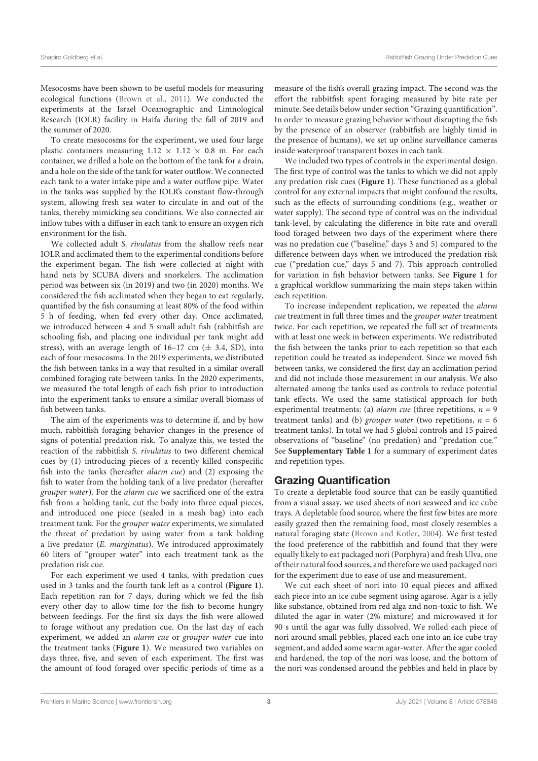Mesocosms have been shown to be useful models for measuring ecological functions (Brown et al., 2011). We conducted the experiments at the Israel Oceanographic and Limnological Research (IOLR) facility in Haifa during the fall of 2019 and the summer of 2020.

To create mesocosms for the experiment, we used four large plastic containers measuring 1.12 × 1.12 × 0.8 m. For each container, we drilled a hole on the bottom of the tank for a drain, and a hole on the side of the tank for water outflow. We connected each tank to a water intake pipe and a water outflow pipe. Water in the tanks was supplied by the IOLR's constant flow-through system, allowing fresh sea water to circulate in and out of the tanks, thereby mimicking sea conditions. We also connected air inflow tubes with a diffuser in each tank to ensure an oxygen rich environment for the fish.

We collected adult *S. rivulatus* from the shallow reefs near IOLR and acclimated them to the experimental conditions before the experiment began. The fish were collected at night with hand nets by SCUBA divers and snorkelers. The acclimation period was between six (in 2019) and two (in 2020) months. We considered the fish acclimated when they began to eat regularly, quantified by the fish consuming at least 80% of the food within 5 h of feeding, when fed every other day. Once acclimated, we introduced between 4 and 5 small adult fish (rabbitfish are schooling fish, and placing one individual per tank might add stress), with an average length of 16–17 cm (± 3.4, SD), into each of four mesocosms. In the 2019 experiments, we distributed the fish between tanks in a way that resulted in a similar overall combined foraging rate between tanks. In the 2020 experiments, we measured the total length of each fish prior to introduction into the experiment tanks to ensure a similar overall biomass of fish between tanks.

The aim of the experiments was to determine if, and by how much, rabbitfish foraging behavior changes in the presence of signs of potential predation risk. To analyze this, we tested the reaction of the rabbitfish *S. rivulatus* to two different chemical cues by (1) introducing pieces of a recently killed conspecific fish into the tanks (hereafter *alarm cue*) and (2) exposing the fish to water from the holding tank of a live predator (hereafter *grouper water*). For the *alarm cue* we sacrificed one of the extra fish from a holding tank, cut the body into three equal pieces, and introduced one piece (sealed in a mesh bag) into each treatment tank. For the *grouper water* experiments, we simulated the threat of predation by using water from a tank holding a live predator (*E. marginatus*). We introduced approximately 60 liters of "grouper water" into each treatment tank as the predation risk cue.

For each experiment we used 4 tanks, with predation cues used in 3 tanks and the fourth tank left as a control (**Figure 1**). Each repetition ran for 7 days, during which we fed the fish every other day to allow time for the fish to become hungry between feedings. For the first six days the fish were allowed to forage without any predation cue. On the last day of each experiment, we added an *alarm cue* or *grouper water* cue into the treatment tanks (**Figure 1**). We measured two variables on days three, five, and seven of each experiment. The first was the amount of food foraged over specific periods of time as a measure of the fish's overall grazing impact. The second was the effort the rabbitfish spent foraging measured by bite rate per minute. See details below under section "Grazing quantification". In order to measure grazing behavior without disrupting the fish by the presence of an observer (rabbitfish are highly timid in the presence of humans), we set up online surveillance cameras inside waterproof transparent boxes in each tank.

We included two types of controls in the experimental design. The first type of control was the tanks to which we did not apply any predation risk cues (**Figure 1**). These functioned as a global control for any external impacts that might confound the results, such as the effects of surrounding conditions (e.g., weather or water supply). The second type of control was on the individual tank-level, by calculating the difference in bite rate and overall food foraged between two days of the experiment where there was no predation cue ("baseline," days 3 and 5) compared to the difference between days when we introduced the predation risk cue ("predation cue," days 5 and 7). This approach controlled for variation in fish behavior between tanks. See **Figure 1** for a graphical workflow summarizing the main steps taken within each repetition.

To increase independent replication, we repeated the *alarm cue* treatment in full three times and the *grouper water* treatment twice. For each repetition, we repeated the full set of treatments with at least one week in between experiments. We redistributed the fish between the tanks prior to each repetition so that each repetition could be treated as independent. Since we moved fish between tanks, we considered the first day an acclimation period and did not include those measurement in our analysis. We also alternated among the tanks used as controls to reduce potential tank effects. We used the same statistical approach for both experimental treatments: (a) *alarm cue* (three repetitions, $n = 9$ treatment tanks) and (b) *grouper water* (two repetitions, $n = 6$ treatment tanks). In total we had 5 global controls and 15 paired observations of "baseline" (no predation) and "predation cue." See **Supplementary Table 1** for a summary of experiment dates and repetition types.

## Grazing Quantification

To create a depletable food source that can be easily quantified from a visual assay, we used sheets of nori seaweed and ice cube trays. A depletable food source, where the first few bites are more easily grazed then the remaining food, most closely resembles a natural foraging state (Brown and Kotler, 2004). We first tested the food preference of the rabbitfish and found that they were equally likely to eat packaged nori (Porphyra) and fresh Ulva, one of their natural food sources, and therefore we used packaged nori for the experiment due to ease of use and measurement.

We cut each sheet of nori into 10 equal pieces and affixed each piece into an ice cube segment using agarose. Agar is a jelly like substance, obtained from red alga and non-toxic to fish. We diluted the agar in water (2% mixture) and microwaved it for 90 s until the agar was fully dissolved. We rolled each piece of nori around small pebbles, placed each one into an ice cube tray segment, and added some warm agar-water. After the agar cooled and hardened, the top of the nori was loose, and the bottom of the nori was condensed around the pebbles and held in place by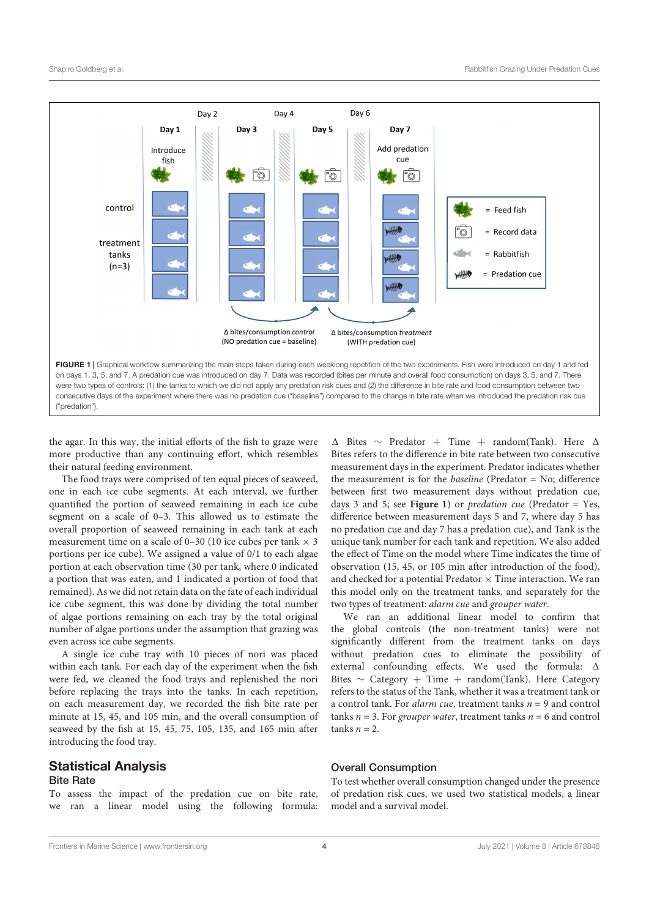**FIGURE 1** | Graphical workflow summarizing the main steps taken during each weeklong repetition of the two experiments. Fish were introduced on day 1 and fed on days 1, 3, 5, and 7. A predation cue was introduced on day 7. Data was recorded (bites per minute and overall food consumption) on days 3, 5, and 7. There were two types of controls: (1) the tanks to which we did not apply any predation risk cues and (2) the difference in bite rate and food consumption between two consecutive days of the experiment where there was no predation cue ("baseline") compared to the change in bite rate when we introduced the predation risk cue ("predation").

the agar. In this way, the initial efforts of the fish to graze were more productive than any continuing effort, which resembles their natural feeding environment.

The food trays were comprised of ten equal pieces of seaweed, one in each ice cube segments. At each interval, we further quantified the portion of seaweed remaining in each ice cube segment on a scale of 0–3. This allowed us to estimate the overall proportion of seaweed remaining in each tank at each measurement time on a scale of 0–30 (10 ice cubes per tank × 3 portions per ice cube). We assigned a value of 0/1 to each algae portion at each observation time (30 per tank, where 0 indicated a portion that was eaten, and 1 indicated a portion of food that remained). As we did not retain data on the fate of each individual ice cube segment, this was done by dividing the total number of algae portions remaining on each tray by the total original number of algae portions under the assumption that grazing was even across ice cube segments.

A single ice cube tray with 10 pieces of nori was placed within each tank. For each day of the experiment when the fish were fed, we cleaned the food trays and replenished the nori before replacing the trays into the tanks. In each repetition, on each measurement day, we recorded the fish bite rate per minute at 15, 45, and 105 min, and the overall consumption of seaweed by the fish at 15, 45, 75, 105, 135, and 165 min after introducing the food tray.

## Statistical Analysis

### Bite Rate

To assess the impact of the predation cue on bite rate, we ran a linear model using the following formula: $\Delta$ Bites $\sim$ Predator + Time + random(Tank). Here $\Delta$ Bites refers to the difference in bite rate between two consecutive measurement days in the experiment. Predator indicates whether the measurement is for the *baseline* (Predator = No; difference between first two measurement days without predation cue, days 3 and 5; see **Figure 1**) or *predation cue* (Predator = Yes, difference between measurement days 5 and 7, where day 5 has no predation cue and day 7 has a predation cue), and Tank is the unique tank number for each tank and repetition. We also added the effect of Time on the model where Time indicates the time of observation (15, 45, or 105 min after introduction of the food), and checked for a potential Predator × Time interaction. We ran this model only on the treatment tanks, and separately for the two types of treatment: *alarm cue* and *grouper water*.

We ran an additional linear model to confirm that the global controls (the non-treatment tanks) were not significantly different from the treatment tanks on days without predation cues to eliminate the possibility of external confounding effects. We used the formula: $\Delta$ Bites $\sim$ Category + Time + random(Tank). Here Category refers to the status of the Tank, whether it was a treatment tank or a control tank. For *alarm cue*, treatment tanks $n = 9$ and control tanks $n = 3$. For *grouper water*, treatment tanks $n = 6$ and control tanks $n = 2$.

### Overall Consumption

To test whether overall consumption changed under the presence of predation risk cues, we used two statistical models, a linear model and a survival model.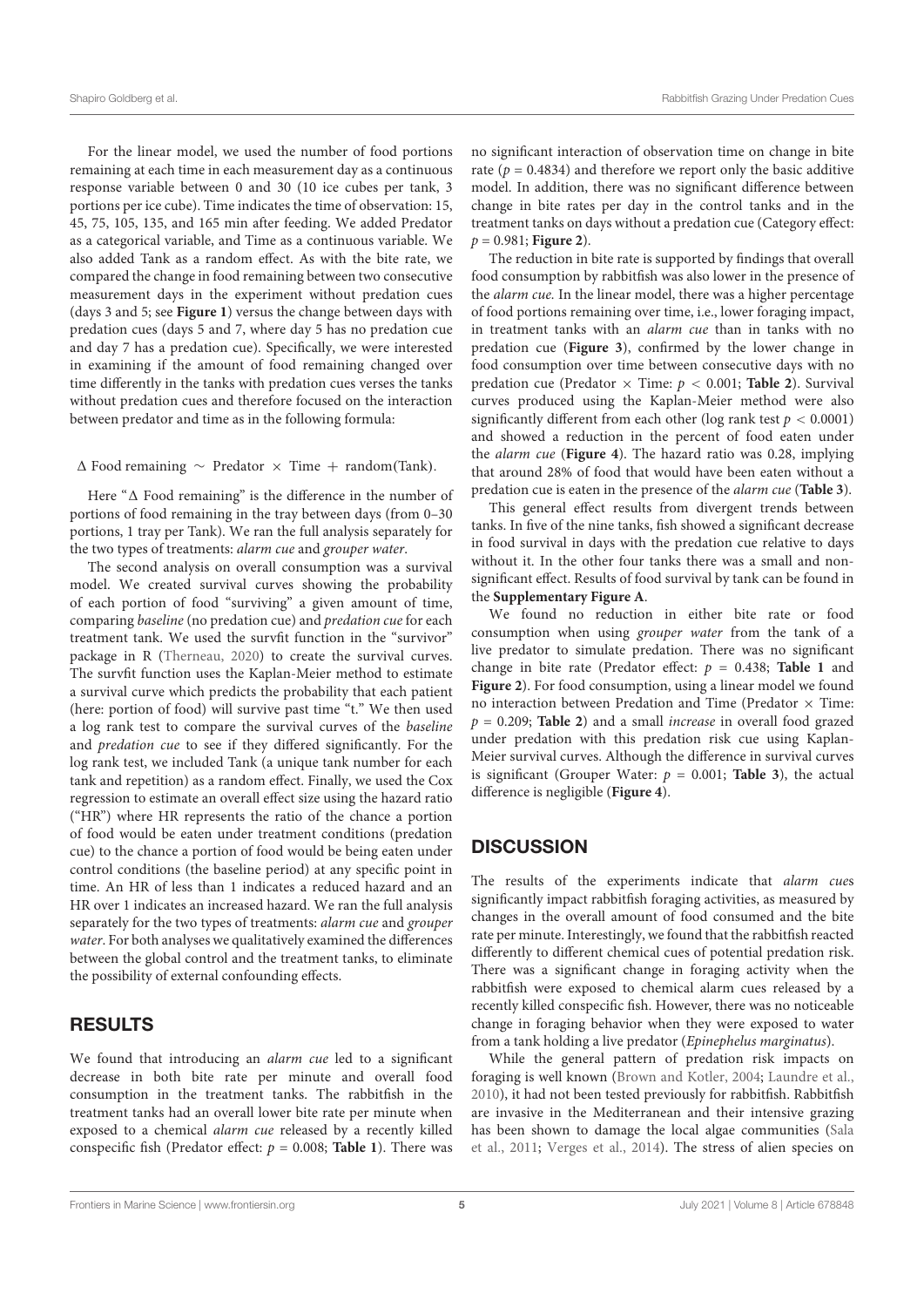For the linear model, we used the number of food portions remaining at each time in each measurement day as a continuous response variable between 0 and 30 (10 ice cubes per tank, 3 portions per ice cube). Time indicates the time of observation: 15, 45, 75, 105, 135, and 165 min after feeding. We added Predator as a categorical variable, and Time as a continuous variable. We also added Tank as a random effect. As with the bite rate, we compared the change in food remaining between two consecutive measurement days in the experiment without predation cues (days 3 and 5; see **Figure 1**) versus the change between days with predation cues (days 5 and 7, where day 5 has no predation cue and day 7 has a predation cue). Specifically, we were interested in examining if the amount of food remaining changed over time differently in the tanks with predation cues verses the tanks without predation cues and therefore focused on the interaction between predator and time as in the following formula:

$$\Delta \text{ Food remaining} \sim \text{Predator} \times \text{Time} + \text{random(Tank)}.$$

Here "$\Delta$ Food remaining" is the difference in the number of portions of food remaining in the tray between days (from 0–30 portions, 1 tray per Tank). We ran the full analysis separately for the two types of treatments: *alarm cue* and *grouper water*.

The second analysis on overall consumption was a survival model. We created survival curves showing the probability of each portion of food "surviving" a given amount of time, comparing *baseline* (no predation cue) and *predation cue* for each treatment tank. We used the survfit function in the "survivor" package in R (Therneau, 2020) to create the survival curves. The survfit function uses the Kaplan-Meier method to estimate a survival curve which predicts the probability that each patient (here: portion of food) will survive past time "t." We then used a log rank test to compare the survival curves of the *baseline* and *predation cue* to see if they differed significantly. For the log rank test, we included Tank (a unique tank number for each tank and repetition) as a random effect. Finally, we used the Cox regression to estimate an overall effect size using the hazard ratio ("HR") where HR represents the ratio of the chance a portion of food would be eaten under treatment conditions (predation cue) to the chance a portion of food would be being eaten under control conditions (the baseline period) at any specific point in time. An HR of less than 1 indicates a reduced hazard and an HR over 1 indicates an increased hazard. We ran the full analysis separately for the two types of treatments: *alarm cue* and *grouper water*. For both analyses we qualitatively examined the differences between the global control and the treatment tanks, to eliminate the possibility of external confounding effects.

## RESULTS

We found that introducing an *alarm cue* led to a significant decrease in both bite rate per minute and overall food consumption in the treatment tanks. The rabbitfish in the treatment tanks had an overall lower bite rate per minute when exposed to a chemical *alarm cue* released by a recently killed conspecific fish (Predator effect: $p = 0.008$; **Table 1**). There was no significant interaction of observation time on change in bite rate ($p = 0.4834$) and therefore we report only the basic additive model. In addition, there was no significant difference between change in bite rates per day in the control tanks and in the treatment tanks on days without a predation cue (Category effect: $p = 0.981$; **Figure 2**).

The reduction in bite rate is supported by findings that overall food consumption by rabbitfish was also lower in the presence of the *alarm cue.* In the linear model, there was a higher percentage of food portions remaining over time, i.e., lower foraging impact, in treatment tanks with an *alarm cue* than in tanks with no predation cue (**Figure 3**), confirmed by the lower change in food consumption over time between consecutive days with no predation cue (Predator $\times$ Time: $p < 0.001$; **Table 2**). Survival curves produced using the Kaplan-Meier method were also significantly different from each other (log rank test $p < 0.0001$) and showed a reduction in the percent of food eaten under the *alarm cue* (**Figure 4**). The hazard ratio was 0.28, implying that around 28% of food that would have been eaten without a predation cue is eaten in the presence of the *alarm cue* (**Table 3**).

This general effect results from divergent trends between tanks. In five of the nine tanks, fish showed a significant decrease in food survival in days with the predation cue relative to days without it. In the other four tanks there was a small and non-significant effect. Results of food survival by tank can be found in the **Supplementary Figure A**.

We found no reduction in either bite rate or food consumption when using *grouper water* from the tank of a live predator to simulate predation. There was no significant change in bite rate (Predator effect: $p = 0.438$; **Table 1** and **Figure 2**). For food consumption, using a linear model we found no interaction between Predation and Time (Predator $\times$ Time: $p = 0.209$; **Table 2**) and a small *increase* in overall food grazed under predation with this predation risk cue using Kaplan-Meier survival curves. Although the difference in survival curves is significant (Grouper Water: $p = 0.001$; **Table 3**), the actual difference is negligible (**Figure 4**).

## DISCUSSION

The results of the experiments indicate that *alarm cue*s significantly impact rabbitfish foraging activities, as measured by changes in the overall amount of food consumed and the bite rate per minute. Interestingly, we found that the rabbitfish reacted differently to different chemical cues of potential predation risk. There was a significant change in foraging activity when the rabbitfish were exposed to chemical alarm cues released by a recently killed conspecific fish. However, there was no noticeable change in foraging behavior when they were exposed to water from a tank holding a live predator (*Epinephelus marginatus*).

While the general pattern of predation risk impacts on foraging is well known (Brown and Kotler, 2004; Laundre et al., 2010), it had not been tested previously for rabbitfish. Rabbitfish are invasive in the Mediterranean and their intensive grazing has been shown to damage the local algae communities (Sala et al., 2011; Verges et al., 2014). The stress of alien species on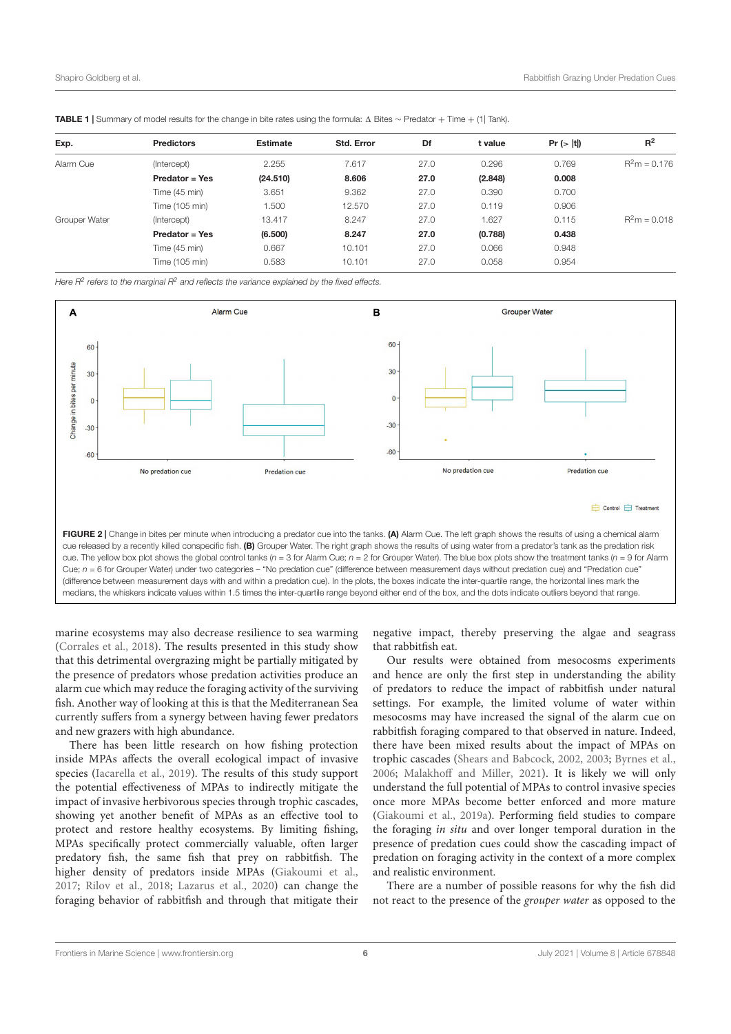**TABLE 1** | Summary of model results for the change in bite rates using the formula: Δ Bites ~ Predator + Time + (1| Tank).

| Exp. | Predictors | Estimate | Std. Error | Df | t value | Pr (> \|t\|) | $R^2$ |
|---|---|---|---|---|---|---|---|
| Alarm Cue | (Intercept) | 2.255 | 7.617 | 27.0 | 0.296 | 0.769 | $R^2$m = 0.176 |
| | **Predator = Yes** | **(24.510)** | **8.606** | **27.0** | **(2.848)** | **0.008** | |
| | Time (45 min) | 3.651 | 9.362 | 27.0 | 0.390 | 0.700 | |
| | Time (105 min) | 1.500 | 12.570 | 27.0 | 0.119 | 0.906 | |
| Grouper Water | (Intercept) | 13.417 | 8.247 | 27.0 | 1.627 | 0.115 | $R^2$m = 0.018 |
| | **Predator = Yes** | **(6.500)** | **8.247** | **27.0** | **(0.788)** | **0.438** | |
| | Time (45 min) | 0.667 | 10.101 | 27.0 | 0.066 | 0.948 | |
| | Time (105 min) | 0.583 | 10.101 | 27.0 | 0.058 | 0.954 | |

*Here $R^2$ refers to the marginal $R^2$ and reflects the variance explained by the fixed effects.*

**FIGURE 2** | Change in bites per minute when introducing a predator cue into the tanks. **(A)** Alarm Cue. The left graph shows the results of using a chemical alarm cue released by a recently killed conspecific fish. **(B)** Grouper Water. The right graph shows the results of using water from a predator's tank as the predation risk cue. The yellow box plot shows the global control tanks ($n$ = 3 for Alarm Cue; $n$ = 2 for Grouper Water). The blue box plots show the treatment tanks ($n$ = 9 for Alarm Cue; $n$ = 6 for Grouper Water) under two categories – "No predation cue" (difference between measurement days without predation cue) and "Predation cue" (difference between measurement days with and within a predation cue). In the plots, the boxes indicate the inter-quartile range, the horizontal lines mark the medians, the whiskers indicate values within 1.5 times the inter-quartile range beyond either end of the box, and the dots indicate outliers beyond that range.

marine ecosystems may also decrease resilience to sea warming (Corrales et al., 2018). The results presented in this study show that this detrimental overgrazing might be partially mitigated by the presence of predators whose predation activities produce an alarm cue which may reduce the foraging activity of the surviving fish. Another way of looking at this is that the Mediterranean Sea currently suffers from a synergy between having fewer predators and new grazers with high abundance.

There has been little research on how fishing protection inside MPAs affects the overall ecological impact of invasive species (Iacarella et al., 2019). The results of this study support the potential effectiveness of MPAs to indirectly mitigate the impact of invasive herbivorous species through trophic cascades, showing yet another benefit of MPAs as an effective tool to protect and restore healthy ecosystems. By limiting fishing, MPAs specifically protect commercially valuable, often larger predatory fish, the same fish that prey on rabbitfish. The higher density of predators inside MPAs (Giakoumi et al., 2017; Rilov et al., 2018; Lazarus et al., 2020) can change the foraging behavior of rabbitfish and through that mitigate their negative impact, thereby preserving the algae and seagrass that rabbitfish eat.

Our results were obtained from mesocosms experiments and hence are only the first step in understanding the ability of predators to reduce the impact of rabbitfish under natural settings. For example, the limited volume of water within mesocosms may have increased the signal of the alarm cue on rabbitfish foraging compared to that observed in nature. Indeed, there have been mixed results about the impact of MPAs on trophic cascades (Shears and Babcock, 2002, 2003; Byrnes et al., 2006; Malakhoff and Miller, 2021). It is likely we will only understand the full potential of MPAs to control invasive species once more MPAs become better enforced and more mature (Giakoumi et al., 2019a). Performing field studies to compare the foraging *in situ* and over longer temporal duration in the presence of predation cues could show the cascading impact of predation on foraging activity in the context of a more complex and realistic environment.

There are a number of possible reasons for why the fish did not react to the presence of the *grouper water* as opposed to the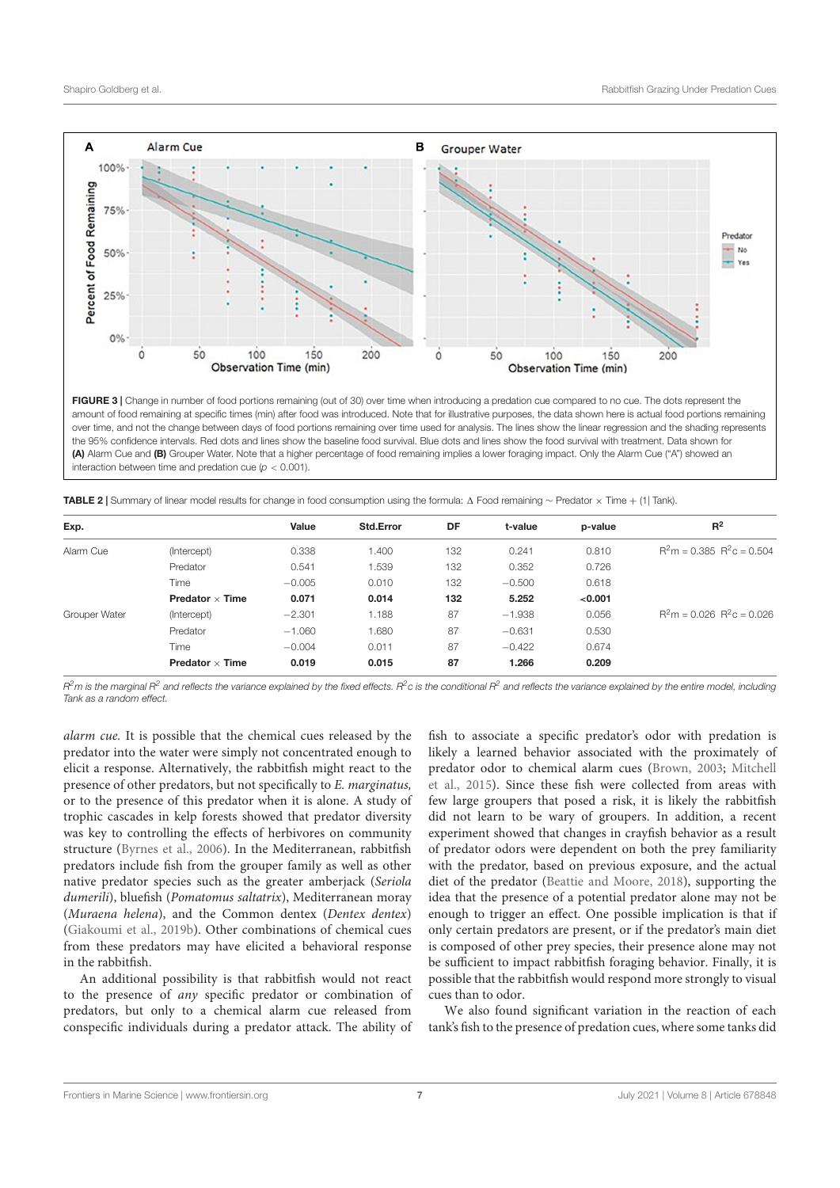FIGURE 3 | Change in number of food portions remaining (out of 30) over time when introducing a predation cue compared to no cue. The dots represent the amount of food remaining at specific times (min) after food was introduced. Note that for illustrative purposes, the data shown here is actual food portions remaining over time, and not the change between days of food portions remaining over time used for analysis. The lines show the linear regression and the shading represents the 95% confidence intervals. Red dots and lines show the baseline food survival. Blue dots and lines show the food survival with treatment. Data shown for **(A)** Alarm Cue and **(B)** Grouper Water. Note that a higher percentage of food remaining implies a lower foraging impact. Only the Alarm Cue ("A") showed an interaction between time and predation cue ($p < 0.001$).

**TABLE 2 |** Summary of linear model results for change in food consumption using the formula: Δ Food remaining ∼ Predator × Time + (1| Tank).

| Exp. | | Value | Std.Error | DF | t-value | p-value | $R^2$ |
|---|---|---|---|---|---|---|---|
| Alarm Cue | (Intercept) | 0.338 | 1.400 | 132 | 0.241 | 0.810 | $R^2m = 0.385$ $R^2c = 0.504$ |
| | Predator | 0.541 | 1.539 | 132 | 0.352 | 0.726 | |
| | Time | −0.005 | 0.010 | 132 | −0.500 | 0.618 | |
| | **Predator × Time** | **0.071** | **0.014** | **132** | **5.252** | **<0.001** | |
| Grouper Water | (Intercept) | −2.301 | 1.188 | 87 | −1.938 | 0.056 | $R^2m = 0.026$ $R^2c = 0.026$ |
| | Predator | −1.060 | 1.680 | 87 | −0.631 | 0.530 | |
| | Time | −0.004 | 0.011 | 87 | −0.422 | 0.674 | |
| | **Predator × Time** | **0.019** | **0.015** | **87** | **1.266** | **0.209** | |

*$R^2m$ is the marginal $R^2$ and reflects the variance explained by the fixed effects. $R^2c$ is the conditional $R^2$ and reflects the variance explained by the entire model, including Tank as a random effect.*

*alarm cue.* It is possible that the chemical cues released by the predator into the water were simply not concentrated enough to elicit a response. Alternatively, the rabbitfish might react to the presence of other predators, but not specifically to *E. marginatus,* or to the presence of this predator when it is alone. A study of trophic cascades in kelp forests showed that predator diversity was key to controlling the effects of herbivores on community structure (Byrnes et al., 2006). In the Mediterranean, rabbitfish predators include fish from the grouper family as well as other native predator species such as the greater amberjack (*Seriola dumerili*), bluefish (*Pomatomus saltatrix*), Mediterranean moray (*Muraena helena*), and the Common dentex (*Dentex dentex*) (Giakoumi et al., 2019b). Other combinations of chemical cues from these predators may have elicited a behavioral response in the rabbitfish.

An additional possibility is that rabbitfish would not react to the presence of *any* specific predator or combination of predators, but only to a chemical alarm cue released from conspecific individuals during a predator attack. The ability of fish to associate a specific predator's odor with predation is likely a learned behavior associated with the proximately of predator odor to chemical alarm cues (Brown, 2003; Mitchell et al., 2015). Since these fish were collected from areas with few large groupers that posed a risk, it is likely the rabbitfish did not learn to be wary of groupers. In addition, a recent experiment showed that changes in crayfish behavior as a result of predator odors were dependent on both the prey familiarity with the predator, based on previous exposure, and the actual diet of the predator (Beattie and Moore, 2018), supporting the idea that the presence of a potential predator alone may not be enough to trigger an effect. One possible implication is that if only certain predators are present, or if the predator's main diet is composed of other prey species, their presence alone may not be sufficient to impact rabbitfish foraging behavior. Finally, it is possible that the rabbitfish would respond more strongly to visual cues than to odor.

We also found significant variation in the reaction of each tank's fish to the presence of predation cues, where some tanks did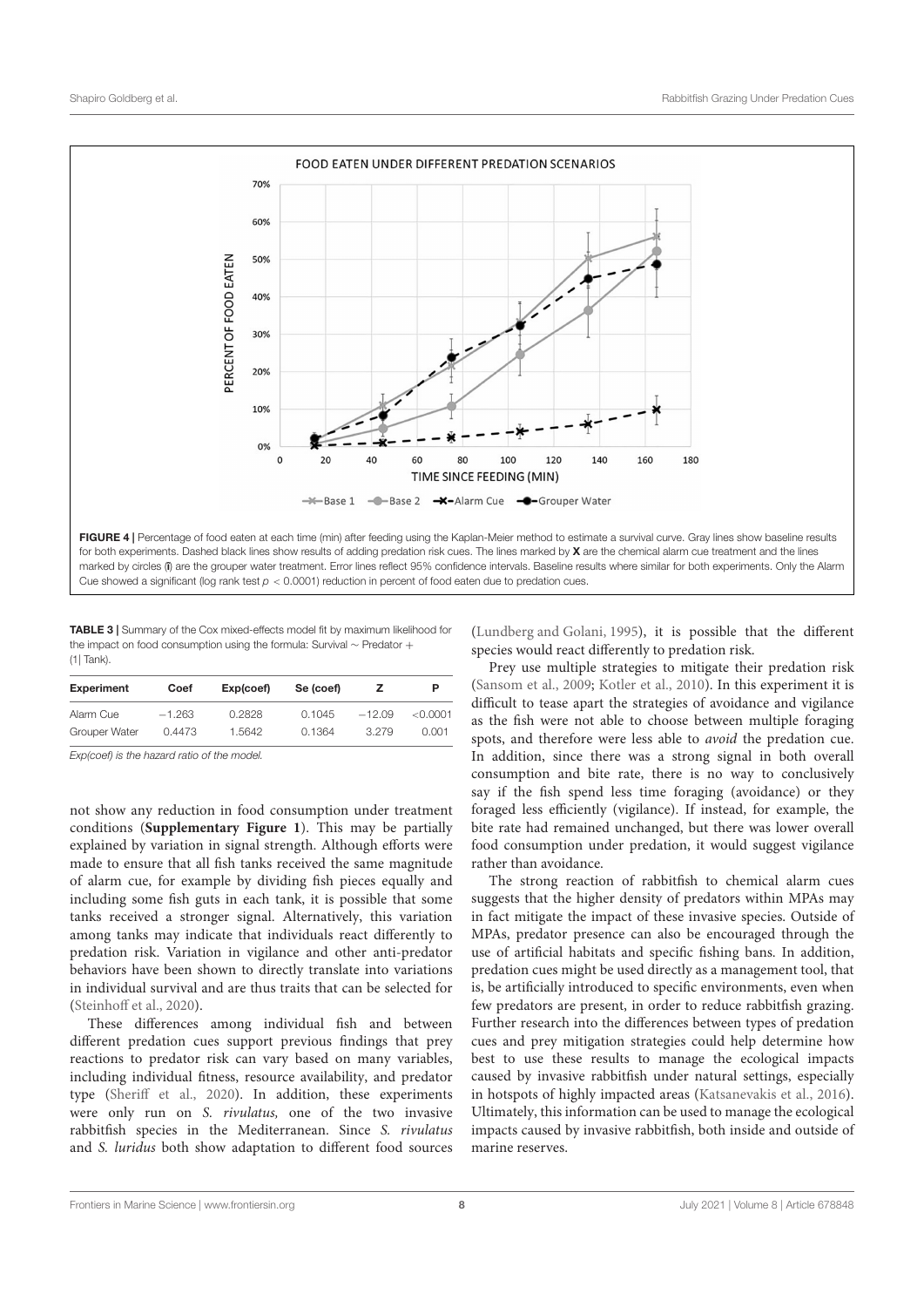**FIGURE 4 |** Percentage of food eaten at each time (min) after feeding using the Kaplan-Meier method to estimate a survival curve. Gray lines show baseline results for both experiments. Dashed black lines show results of adding predation risk cues. The lines marked by **X** are the chemical alarm cue treatment and the lines marked by circles (●) are the grouper water treatment. Error lines reflect 95% confidence intervals. Baseline results where similar for both experiments. Only the Alarm Cue showed a significant (log rank test $p < 0.0001$) reduction in percent of food eaten due to predation cues.

**TABLE 3 |** Summary of the Cox mixed-effects model fit by maximum likelihood for the impact on food consumption using the formula: Survival ∼ Predator + (1| Tank).

| Experiment | Coef | Exp(coef) | Se (coef) | Z | P |
|---|---|---|---|---|---|
| Alarm Cue | −1.263 | 0.2828 | 0.1045 | −12.09 | <0.0001 |
| Grouper Water | 0.4473 | 1.5642 | 0.1364 | 3.279 | 0.001 |

*Exp(coef) is the hazard ratio of the model.*

not show any reduction in food consumption under treatment conditions (**Supplementary Figure 1**). This may be partially explained by variation in signal strength. Although efforts were made to ensure that all fish tanks received the same magnitude of alarm cue, for example by dividing fish pieces equally and including some fish guts in each tank, it is possible that some tanks received a stronger signal. Alternatively, this variation among tanks may indicate that individuals react differently to predation risk. Variation in vigilance and other anti-predator behaviors have been shown to directly translate into variations in individual survival and are thus traits that can be selected for (Steinhoff et al., 2020).

These differences among individual fish and between different predation cues support previous findings that prey reactions to predator risk can vary based on many variables, including individual fitness, resource availability, and predator type (Sheriff et al., 2020). In addition, these experiments were only run on *S. rivulatus,* one of the two invasive rabbitfish species in the Mediterranean. Since *S. rivulatus* and *S. luridus* both show adaptation to different food sources (Lundberg and Golani, 1995), it is possible that the different species would react differently to predation risk.

Prey use multiple strategies to mitigate their predation risk (Sansom et al., 2009; Kotler et al., 2010). In this experiment it is difficult to tease apart the strategies of avoidance and vigilance as the fish were not able to choose between multiple foraging spots, and therefore were less able to *avoid* the predation cue. In addition, since there was a strong signal in both overall consumption and bite rate, there is no way to conclusively say if the fish spend less time foraging (avoidance) or they foraged less efficiently (vigilance). If instead, for example, the bite rate had remained unchanged, but there was lower overall food consumption under predation, it would suggest vigilance rather than avoidance.

The strong reaction of rabbitfish to chemical alarm cues suggests that the higher density of predators within MPAs may in fact mitigate the impact of these invasive species. Outside of MPAs, predator presence can also be encouraged through the use of artificial habitats and specific fishing bans. In addition, predation cues might be used directly as a management tool, that is, be artificially introduced to specific environments, even when few predators are present, in order to reduce rabbitfish grazing. Further research into the differences between types of predation cues and prey mitigation strategies could help determine how best to use these results to manage the ecological impacts caused by invasive rabbitfish under natural settings, especially in hotspots of highly impacted areas (Katsanevakis et al., 2016). Ultimately, this information can be used to manage the ecological impacts caused by invasive rabbitfish, both inside and outside of marine reserves.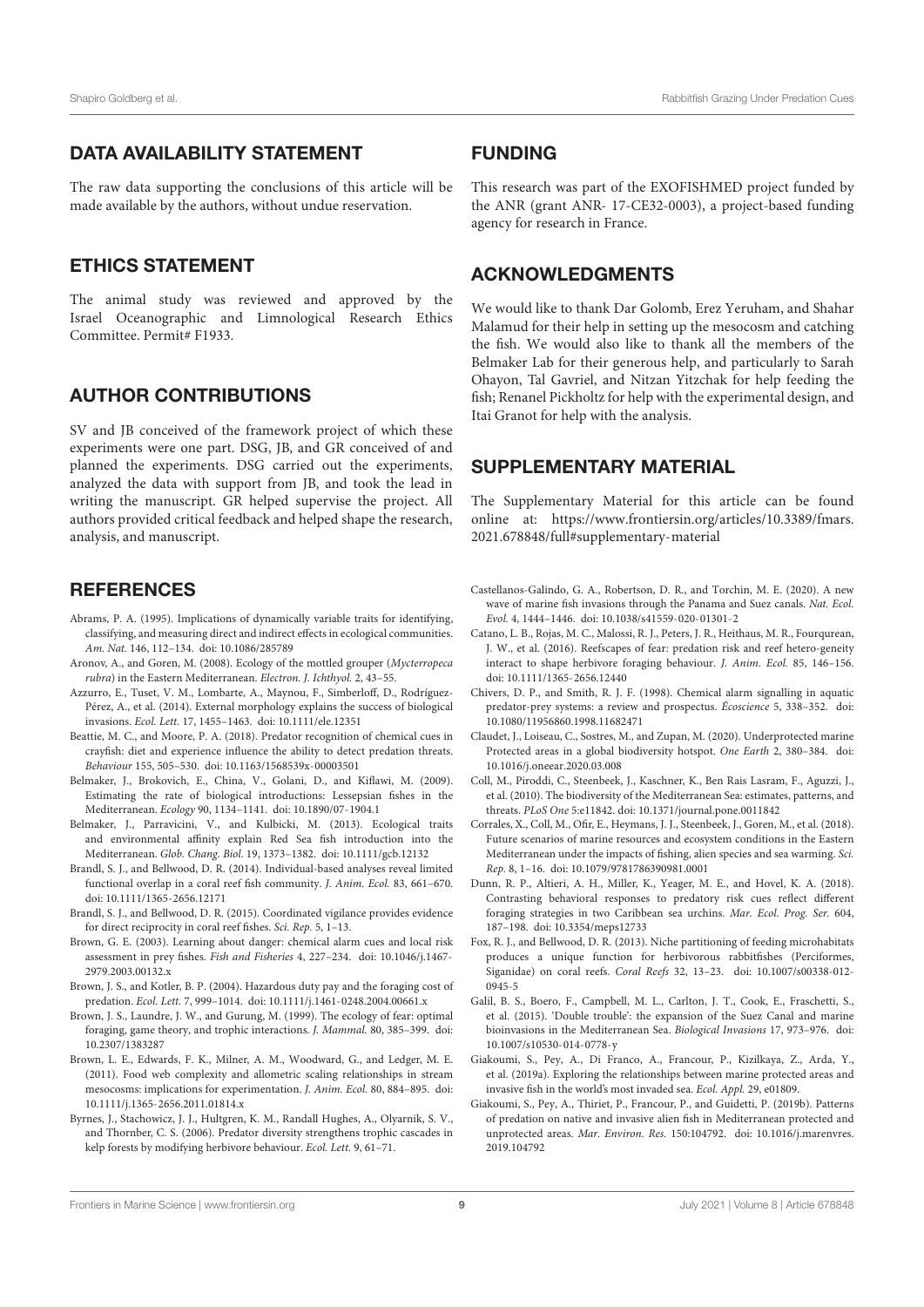## DATA AVAILABILITY STATEMENT

The raw data supporting the conclusions of this article will be made available by the authors, without undue reservation.

## ETHICS STATEMENT

The animal study was reviewed and approved by the Israel Oceanographic and Limnological Research Ethics Committee. Permit# F1933.

## AUTHOR CONTRIBUTIONS

SV and JB conceived of the framework project of which these experiments were one part. DSG, JB, and GR conceived of and planned the experiments. DSG carried out the experiments, analyzed the data with support from JB, and took the lead in writing the manuscript. GR helped supervise the project. All authors provided critical feedback and helped shape the research, analysis, and manuscript.

## FUNDING

This research was part of the EXOFISHMED project funded by the ANR (grant ANR- 17-CE32-0003), a project-based funding agency for research in France.

## ACKNOWLEDGMENTS

We would like to thank Dar Golomb, Erez Yeruham, and Shahar Malamud for their help in setting up the mesocosm and catching the fish. We would also like to thank all the members of the Belmaker Lab for their generous help, and particularly to Sarah Ohayon, Tal Gavriel, and Nitzan Yitzchak for help feeding the fish; Renanel Pickholtz for help with the experimental design, and Itai Granot for help with the analysis.

## SUPPLEMENTARY MATERIAL

The Supplementary Material for this article can be found online at: https://www.frontiersin.org/articles/10.3389/fmars.2021.678848/full#supplementary-material

## REFERENCES

Abrams, P. A. (1995). Implications of dynamically variable traits for identifying, classifying, and measuring direct and indirect effects in ecological communities. *Am. Nat.* 146, 112–134. doi: 10.1086/285789

Aronov, A., and Goren, M. (2008). Ecology of the mottled grouper (*Mycterropeca rubra*) in the Eastern Mediterranean. *Electron. J. Ichthyol.* 2, 43–55.

Azzurro, E., Tuset, V. M., Lombarte, A., Maynou, F., Simberloff, D., Rodriguez-Pérez, A., et al. (2014). External morphology explains the success of biological invasions. *Ecol. Lett.* 17, 1455–1463. doi: 10.1111/ele.12351

Beattie, M. C., and Moore, P. A. (2018). Predator recognition of chemical cues in crayfish: diet and experience influence the ability to detect predation threats. *Behaviour* 155, 505–530. doi: 10.1163/1568539x-00003501

Belmaker, J., Brokovich, E., China, V., Golani, D., and Kiflawi, M. (2009). Estimating the rate of biological introductions: Lessepsian fishes in the Mediterranean. *Ecology* 90, 1134–1141. doi: 10.1890/07-1904.1

Belmaker, J., Parravicini, V., and Kulbicki, M. (2013). Ecological traits and environmental affinity explain Red Sea fish introduction into the Mediterranean. *Glob. Chang. Biol.* 19, 1373–1382. doi: 10.1111/gcb.12132

Brandl, S. J., and Bellwood, D. R. (2014). Individual-based analyses reveal limited functional overlap in a coral reef fish community. *J. Anim. Ecol.* 83, 661–670. doi: 10.1111/1365-2656.12171

Brandl, S. J., and Bellwood, D. R. (2015). Coordinated vigilance provides evidence for direct reciprocity in coral reef fishes. *Sci. Rep.* 5, 1–13.

Brown, G. E. (2003). Learning about danger: chemical alarm cues and local risk assessment in prey fishes. *Fish and Fisheries* 4, 227–234. doi: 10.1046/j.1467-2979.2003.00132.x

Brown, J. S., and Kotler, B. P. (2004). Hazardous duty pay and the foraging cost of predation. *Ecol. Lett.* 7, 999–1014. doi: 10.1111/j.1461-0248.2004.00661.x

Brown, J. S., Laundre, J. W., and Gurung, M. (1999). The ecology of fear: optimal foraging, game theory, and trophic interactions. *J. Mammal.* 80, 385–399. doi: 10.2307/1383287

Brown, L. E., Edwards, F. K., Milner, A. M., Woodward, G., and Ledger, M. E. (2011). Food web complexity and allometric scaling relationships in stream mesocosms: implications for experimentation. *J. Anim. Ecol.* 80, 884–895. doi: 10.1111/j.1365-2656.2011.01814.x

Byrnes, J., Stachowicz, J. J., Hultgren, K. M., Randall Hughes, A., Olyarnik, S. V., and Thornber, C. S. (2006). Predator diversity strengthens trophic cascades in kelp forests by modifying herbivore behaviour. *Ecol. Lett.* 9, 61–71.

Castellanos-Galindo, G. A., Robertson, D. R., and Torchin, M. E. (2020). A new wave of marine fish invasions through the Panama and Suez canals. *Nat. Ecol. Evol.* 4, 1444–1446. doi: 10.1038/s41559-020-01301-2

Catano, L. B., Rojas, M. C., Malossi, R. J., Peters, J. R., Heithaus, M. R., Fourqurean, J. W., et al. (2016). Reefscapes of fear: predation risk and reef hetero-geneity interact to shape herbivore foraging behaviour. *J. Anim. Ecol.* 85, 146–156. doi: 10.1111/1365-2656.12440

Chivers, D. P., and Smith, R. J. F. (1998). Chemical alarm signalling in aquatic predator-prey systems: a review and prospectus. *Écoscience* 5, 338–352. doi: 10.1080/11956860.1998.11682471

Claudet, J., Loiseau, C., Sostres, M., and Zupan, M. (2020). Underprotected marine Protected areas in a global biodiversity hotspot. *One Earth* 2, 380–384. doi: 10.1016/j.oneear.2020.03.008

Coll, M., Piroddi, C., Steenbeek, J., Kaschner, K., Ben Rais Lasram, F., Aguzzi, J., et al. (2010). The biodiversity of the Mediterranean Sea: estimates, patterns, and threats. *PLoS One* 5:e11842. doi: 10.1371/journal.pone.0011842

Corrales, X., Coll, M., Ofir, E., Heymans, J. J., Steenbeek, J., Goren, M., et al. (2018). Future scenarios of marine resources and ecosystem conditions in the Eastern Mediterranean under the impacts of fishing, alien species and sea warming. *Sci. Rep.* 8, 1–16. doi: 10.1079/9781786390981.0001

Dunn, R. P., Altieri, A. H., Miller, K., Yeager, M. E., and Hovel, K. A. (2018). Contrasting behavioral responses to predatory risk cues reflect different foraging strategies in two Caribbean sea urchins. *Mar. Ecol. Prog. Ser.* 604, 187–198. doi: 10.3354/meps12733

Fox, R. J., and Bellwood, D. R. (2013). Niche partitioning of feeding microhabitats produces a unique function for herbivorous rabbitfishes (Perciformes, Siganidae) on coral reefs. *Coral Reefs* 32, 13–23. doi: 10.1007/s00338-012-0945-5

Galil, B. S., Boero, F., Campbell, M. L., Carlton, J. T., Cook, E., Fraschetti, S., et al. (2015). 'Double trouble': the expansion of the Suez Canal and marine bioinvasions in the Mediterranean Sea. *Biological Invasions* 17, 973–976. doi: 10.1007/s10530-014-0778-y

Giakoumi, S., Pey, A., Di Franco, A., Francour, P., Kizilkaya, Z., Arda, Y., et al. (2019a). Exploring the relationships between marine protected areas and invasive fish in the world's most invaded sea. *Ecol. Appl.* 29, e01809.

Giakoumi, S., Pey, A., Thiriet, P., Francour, P., and Guidetti, P. (2019b). Patterns of predation on native and invasive alien fish in Mediterranean protected and unprotected areas. *Mar. Environ. Res.* 150:104792. doi: 10.1016/j.marenvres.2019.104792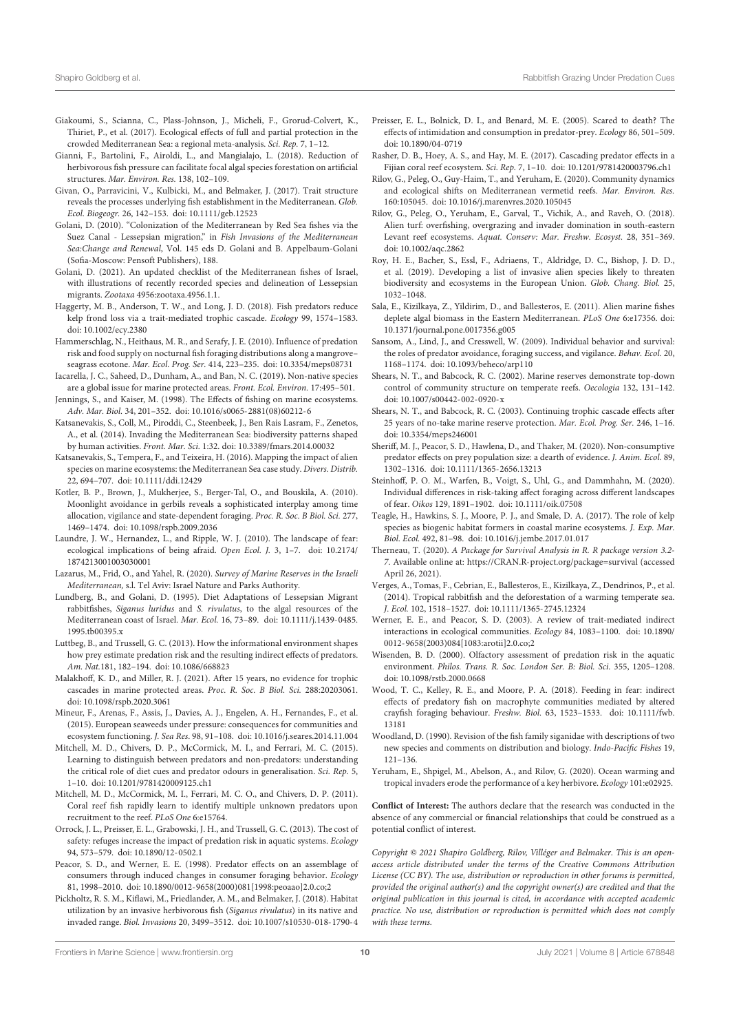Giakoumi, S., Scianna, C., Plass-Johnson, J., Micheli, F., Grorud-Colvert, K., Thiriet, P., et al. (2017). Ecological effects of full and partial protection in the crowded Mediterranean Sea: a regional meta-analysis. *Sci. Rep.* 7, 1–12.

Gianni, F., Bartolini, F., Airoldi, L., and Mangialajo, L. (2018). Reduction of herbivorous fish pressure can facilitate focal algal species forestation on artificial structures. *Mar. Environ. Res.* 138, 102–109.

Givan, O., Parravicini, V., Kulbicki, M., and Belmaker, J. (2017). Trait structure reveals the processes underlying fish establishment in the Mediterranean. *Glob. Ecol. Biogeogr.* 26, 142–153. doi: 10.1111/geb.12523

Golani, D. (2010). "Colonization of the Mediterranean by Red Sea fishes via the Suez Canal - Lessepsian migration," in *Fish Invasions of the Mediterranean Sea:Change and Renewal*, Vol. 145 eds D. Golani and B. Appelbaum-Golani (Sofia-Moscow: Pensoft Publishers), 188.

Golani, D. (2021). An updated checklist of the Mediterranean fishes of Israel, with illustrations of recently recorded species and delineation of Lessepsian migrants. *Zootaxa* 4956:zootaxa.4956.1.1.

Haggerty, M. B., Anderson, T. W., and Long, J. D. (2018). Fish predators reduce kelp frond loss via a trait-mediated trophic cascade. *Ecology* 99, 1574–1583. doi: 10.1002/ecy.2380

Hammerschlag, N., Heithaus, M. R., and Serafy, J. E. (2010). Influence of predation risk and food supply on nocturnal fish foraging distributions along a mangrove–seagrass ecotone. *Mar. Ecol. Prog. Ser.* 414, 223–235. doi: 10.3354/meps08731

Iacarella, J. C., Saheed, D., Dunham, A., and Ban, N. C. (2019). Non-native species are a global issue for marine protected areas. *Front. Ecol. Environ.* 17:495–501.

Jennings, S., and Kaiser, M. (1998). The Effects of fishing on marine ecosystems. *Adv. Mar. Biol.* 34, 201–352. doi: 10.1016/s0065-2881(08)60212-6

Katsanevakis, S., Coll, M., Piroddi, C., Steenbeek, J., Ben Rais Lasram, F., Zenetos, A., et al. (2014). Invading the Mediterranean Sea: biodiversity patterns shaped by human activities. *Front. Mar. Sci.* 1:32. doi: 10.3389/fmars.2014.00032

Katsanevakis, S., Tempera, F., and Teixeira, H. (2016). Mapping the impact of alien species on marine ecosystems: the Mediterranean Sea case study. *Divers. Distrib.* 22, 694–707. doi: 10.1111/ddi.12429

Kotler, B. P., Brown, J., Mukherjee, S., Berger-Tal, O., and Bouskila, A. (2010). Moonlight avoidance in gerbils reveals a sophisticated interplay among time allocation, vigilance and state-dependent foraging. *Proc. R. Soc. B Biol. Sci.* 277, 1469–1474. doi: 10.1098/rspb.2009.2036

Laundre, J. W., Hernandez, L., and Ripple, W. J. (2010). The landscape of fear: ecological implications of being afraid. *Open Ecol. J.* 3, 1–7. doi: 10.2174/1874213001003030001

Lazarus, M., Frid, O., and Yahel, R. (2020). *Survey of Marine Reserves in the Israeli Mediterranean*, s.l. Tel Aviv: Israel Nature and Parks Authority.

Lundberg, B., and Golani, D. (1995). Diet Adaptations of Lessepsian Migrant rabbitfishes, *Siganus luridus* and *S. rivulatus*, to the algal resources of the Mediterranean coast of Israel. *Mar. Ecol.* 16, 73–89. doi: 10.1111/j.1439-0485.1995.tb00395.x

Luttbeg, B., and Trussell, G. C. (2013). How the informational environment shapes how prey estimate predation risk and the resulting indirect effects of predators. *Am. Nat.*181, 182–194. doi: 10.1086/668823

Malakhoff, K. D., and Miller, R. J. (2021). After 15 years, no evidence for trophic cascades in marine protected areas. *Proc. R. Soc. B Biol. Sci.* 288:20203061. doi: 10.1098/rspb.2020.3061

Mineur, F., Arenas, F., Assis, J., Davies, A. J., Engelen, A. H., Fernandes, F., et al. (2015). European seaweeds under pressure: consequences for communities and ecosystem functioning. *J. Sea Res.* 98, 91–108. doi: 10.1016/j.seares.2014.11.004

Mitchell, M. D., Chivers, D. P., McCormick, M. I., and Ferrari, M. C. (2015). Learning to distinguish between predators and non-predators: understanding the critical role of diet cues and predator odours in generalisation. *Sci. Rep.* 5, 1–10. doi: 10.1201/9781420009125.ch1

Mitchell, M. D., McCormick, M. I., Ferrari, M. C. O., and Chivers, D. P. (2011). Coral reef fish rapidly learn to identify multiple unknown predators upon recruitment to the reef. *PLoS One* 6:e15764.

Orrock, J. L., Preisser, E. L., Grabowski, J. H., and Trussell, G. C. (2013). The cost of safety: refuges increase the impact of predation risk in aquatic systems. *Ecology* 94, 573–579. doi: 10.1890/12-0502.1

Peacor, S. D., and Werner, E. E. (1998). Predator effects on an assemblage of consumers through induced changes in consumer foraging behavior. *Ecology* 81, 1998–2010. doi: 10.1890/0012-9658(2000)081[1998:peoaao]2.0.co;2

Pickholtz, R. S. M., Kiflawi, M., Friedlander, A. M., and Belmaker, J. (2018). Habitat utilization by an invasive herbivorous fish (*Siganus rivulatus*) in its native and invaded range. *Biol. Invasions* 20, 3499–3512. doi: 10.1007/s10530-018-1790-4

Preisser, E. L., Bolnick, D. I., and Benard, M. E. (2005). Scared to death? The effects of intimidation and consumption in predator-prey. *Ecology* 86, 501–509. doi: 10.1890/04-0719

Rasher, D. B., Hoey, A. S., and Hay, M. E. (2017). Cascading predator effects in a Fijian coral reef ecosystem. *Sci. Rep.* 7, 1–10. doi: 10.1201/9781420003796.ch1

Rilov, G., Peleg, O., Guy-Haim, T., and Yeruham, E. (2020). Community dynamics and ecological shifts on Mediterranean vermetid reefs. *Mar. Environ. Res.* 160:105045. doi: 10.1016/j.marenvres.2020.105045

Rilov, G., Peleg, O., Yeruham, E., Garval, T., Vichik, A., and Raveh, O. (2018). Alien turf: overfishing, overgrazing and invader domination in south-eastern Levant reef ecosystems. *Aquat. Conserv: Mar. Freshw. Ecosyst.* 28, 351–369. doi: 10.1002/aqc.2862

Roy, H. E., Bacher, S., Essl, F., Adriaens, T., Aldridge, D. C., Bishop, J. D. D., et al. (2019). Developing a list of invasive alien species likely to threaten biodiversity and ecosystems in the European Union. *Glob. Chang. Biol.* 25, 1032–1048.

Sala, E., Kizilkaya, Z., Yildirim, D., and Ballesteros, E. (2011). Alien marine fishes deplete algal biomass in the Eastern Mediterranean. *PLoS One* 6:e17356. doi: 10.1371/journal.pone.0017356.g005

Sansom, A., Lind, J., and Cresswell, W. (2009). Individual behavior and survival: the roles of predator avoidance, foraging success, and vigilance. *Behav. Ecol.* 20, 1168–1174. doi: 10.1093/beheco/arp110

Shears, N. T., and Babcock, R. C. (2002). Marine reserves demonstrate top-down control of community structure on temperate reefs. *Oecologia* 132, 131–142. doi: 10.1007/s00442-002-0920-x

Shears, N. T., and Babcock, R. C. (2003). Continuing trophic cascade effects after 25 years of no-take marine reserve protection. *Mar. Ecol. Prog. Ser.* 246, 1–16. doi: 10.3354/meps246001

Sheriff, M. J., Peacor, S. D., Hawlena, D., and Thaker, M. (2020). Non-consumptive predator effects on prey population size: a dearth of evidence. *J. Anim. Ecol.* 89, 1302–1316. doi: 10.1111/1365-2656.13213

Steinhoff, P. O. M., Warfen, B., Voigt, S., Uhl, G., and Dammhahn, M. (2020). Individual differences in risk-taking affect foraging across different landscapes of fear. *Oikos* 129, 1891–1902. doi: 10.1111/oik.07508

Teagle, H., Hawkins, S. J., Moore, P. J., and Smale, D. A. (2017). The role of kelp species as biogenic habitat formers in coastal marine ecosystems. *J. Exp. Mar. Biol. Ecol.* 492, 81–98. doi: 10.1016/j.jembe.2017.01.017

Therneau, T. (2020). *A Package for Survival Analysis in R. R package version 3.2-7*. Available online at: https://CRAN.R-project.org/package=survival (accessed April 26, 2021).

Verges, A., Tomas, F., Cebrian, E., Ballesteros, E., Kizilkaya, Z., Dendrinos, P., et al. (2014). Tropical rabbitfish and the deforestation of a warming temperate sea. *J. Ecol.* 102, 1518–1527. doi: 10.1111/1365-2745.12324

Werner, E. E., and Peacor, S. D. (2003). A review of trait-mediated indirect interactions in ecological communities. *Ecology* 84, 1083–1100. doi: 10.1890/0012-9658(2003)084[1083:arotii]2.0.co;2

Wisenden, B. D. (2000). Olfactory assessment of predation risk in the aquatic environment. *Philos. Trans. R. Soc. London Ser. B: Biol. Sci.* 355, 1205–1208. doi: 10.1098/rstb.2000.0668

Wood, T. C., Kelley, R. E., and Moore, P. A. (2018). Feeding in fear: indirect effects of predatory fish on macrophyte communities mediated by altered crayfish foraging behaviour. *Freshw. Biol.* 63, 1523–1533. doi: 10.1111/fwb.13181

Woodland, D. (1990). Revision of the fish family siganidae with descriptions of two new species and comments on distribution and biology. *Indo-Pacific Fishes* 19, 121–136.

Yeruham, E., Shpigel, M., Abelson, A., and Rilov, G. (2020). Ocean warming and tropical invaders erode the performance of a key herbivore. *Ecology* 101:e02925.

**Conflict of Interest:** The authors declare that the research was conducted in the absence of any commercial or financial relationships that could be construed as a potential conflict of interest.

*Copyright © 2021 Shapiro Goldberg, Rilov, Villéger and Belmaker. This is an open-access article distributed under the terms of the Creative Commons Attribution License (CC BY). The use, distribution or reproduction in other forums is permitted, provided the original author(s) and the copyright owner(s) are credited and that the original publication in this journal is cited, in accordance with accepted academic practice. No use, distribution or reproduction is permitted which does not comply with these terms.*